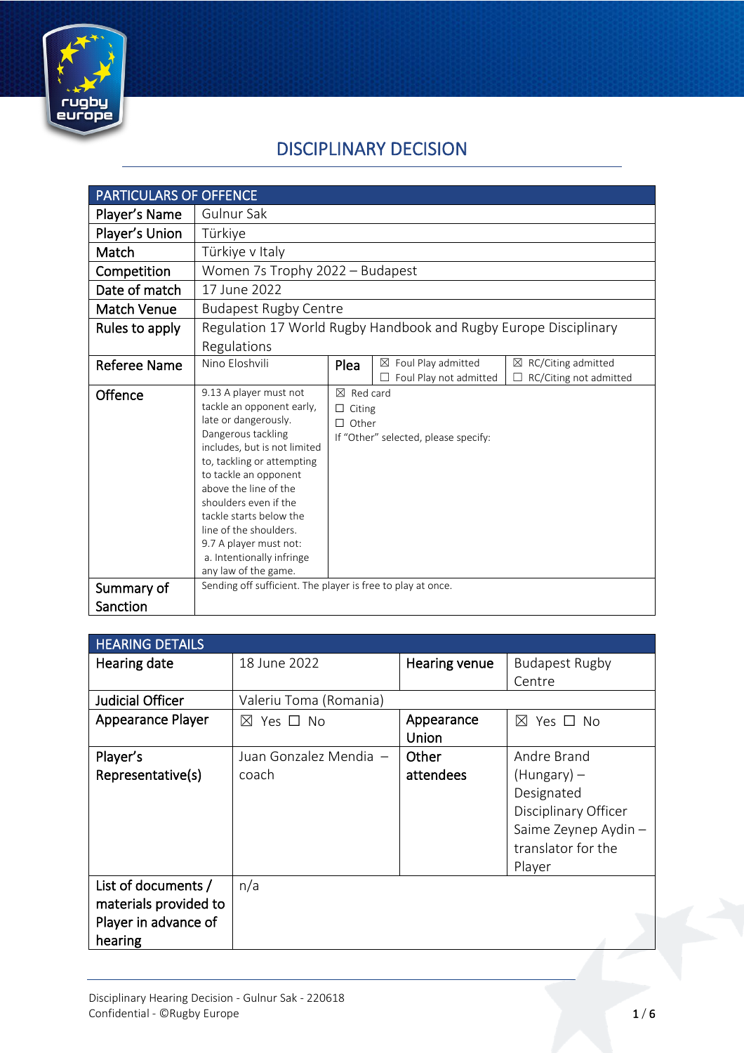# DISCIPLINARY DECISION

| PARTICULARS OF OFFENCE | | | | | |
|---|---|---|---|---|---|
| Player's Name | Gulnur Sak | | | | |
| Player's Union | Türkiye | | | | |
| Match | Türkiye v Italy | | | | |
| Competition | Women 7s Trophy 2022 – Budapest | | | | |
| Date of match | 17 June 2022 | | | | |
| Match Venue | Budapest Rugby Centre | | | | |
| Rules to apply | Regulation 17 World Rugby Handbook and Rugby Europe Disciplinary Regulations | | | | |
| Referee Name | Nino Eloshvili | Plea | ☒ Foul Play admitted ☐ Foul Play not admitted | ☒ RC/Citing admitted ☐ RC/Citing not admitted | |
| Offence | 9.13 A player must not tackle an opponent early, late or dangerously. Dangerous tackling includes, but is not limited to, tackling or attempting to tackle an opponent above the line of the shoulders even if the tackle starts below the line of the shoulders. 9.7 A player must not: a. Intentionally infringe any law of the game. | ☒ Red card ☐ Citing ☐ Other If "Other" selected, please specify: | | | |
| Summary of Sanction | Sending off sufficient. The player is free to play at once. | | | | |

| HEARING DETAILS | | | |
|---|---|---|---|
| Hearing date | 18 June 2022 | Hearing venue | Budapest Rugby Centre |
| Judicial Officer | Valeriu Toma (Romania) | | |
| Appearance Player | ☒ Yes ☐ No | Appearance Union | ☒ Yes ☐ No |
| Player's Representative(s) | Juan Gonzalez Mendia – coach | Other attendees | Andre Brand (Hungary) – Designated Disciplinary Officer<br>Saime Zeynep Aydin – translator for the Player |
| List of documents / materials provided to Player in advance of hearing | n/a | | |

Disciplinary Hearing Decision - Gulnur Sak - 220618
Confidential - ©Rugby Europe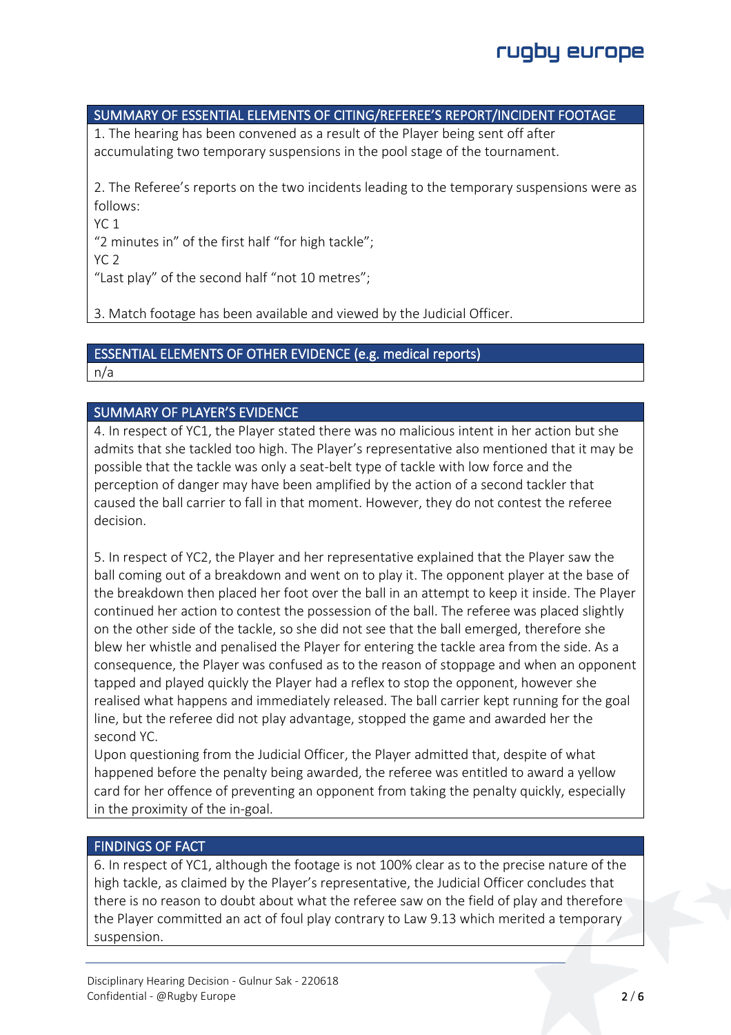## SUMMARY OF ESSENTIAL ELEMENTS OF CITING/REFEREE'S REPORT/INCIDENT FOOTAGE

1. The hearing has been convened as a result of the Player being sent off after accumulating two temporary suspensions in the pool stage of the tournament.

2. The Referee's reports on the two incidents leading to the temporary suspensions were as follows:

YC 1

"2 minutes in" of the first half "for high tackle";

YC 2

"Last play" of the second half "not 10 metres";

3. Match footage has been available and viewed by the Judicial Officer.

## ESSENTIAL ELEMENTS OF OTHER EVIDENCE (e.g. medical reports)

n/a

## SUMMARY OF PLAYER'S EVIDENCE

4. In respect of YC1, the Player stated there was no malicious intent in her action but she admits that she tackled too high. The Player's representative also mentioned that it may be possible that the tackle was only a seat-belt type of tackle with low force and the perception of danger may have been amplified by the action of a second tackler that caused the ball carrier to fall in that moment. However, they do not contest the referee decision.

5. In respect of YC2, the Player and her representative explained that the Player saw the ball coming out of a breakdown and went on to play it. The opponent player at the base of the breakdown then placed her foot over the ball in an attempt to keep it inside. The Player continued her action to contest the possession of the ball. The referee was placed slightly on the other side of the tackle, so she did not see that the ball emerged, therefore she blew her whistle and penalised the Player for entering the tackle area from the side. As a consequence, the Player was confused as to the reason of stoppage and when an opponent tapped and played quickly the Player had a reflex to stop the opponent, however she realised what happens and immediately released. The ball carrier kept running for the goal line, but the referee did not play advantage, stopped the game and awarded her the second YC.

Upon questioning from the Judicial Officer, the Player admitted that, despite of what happened before the penalty being awarded, the referee was entitled to award a yellow card for her offence of preventing an opponent from taking the penalty quickly, especially in the proximity of the in-goal.

## FINDINGS OF FACT

6. In respect of YC1, although the footage is not 100% clear as to the precise nature of the high tackle, as claimed by the Player's representative, the Judicial Officer concludes that there is no reason to doubt about what the referee saw on the field of play and therefore the Player committed an act of foul play contrary to Law 9.13 which merited a temporary suspension.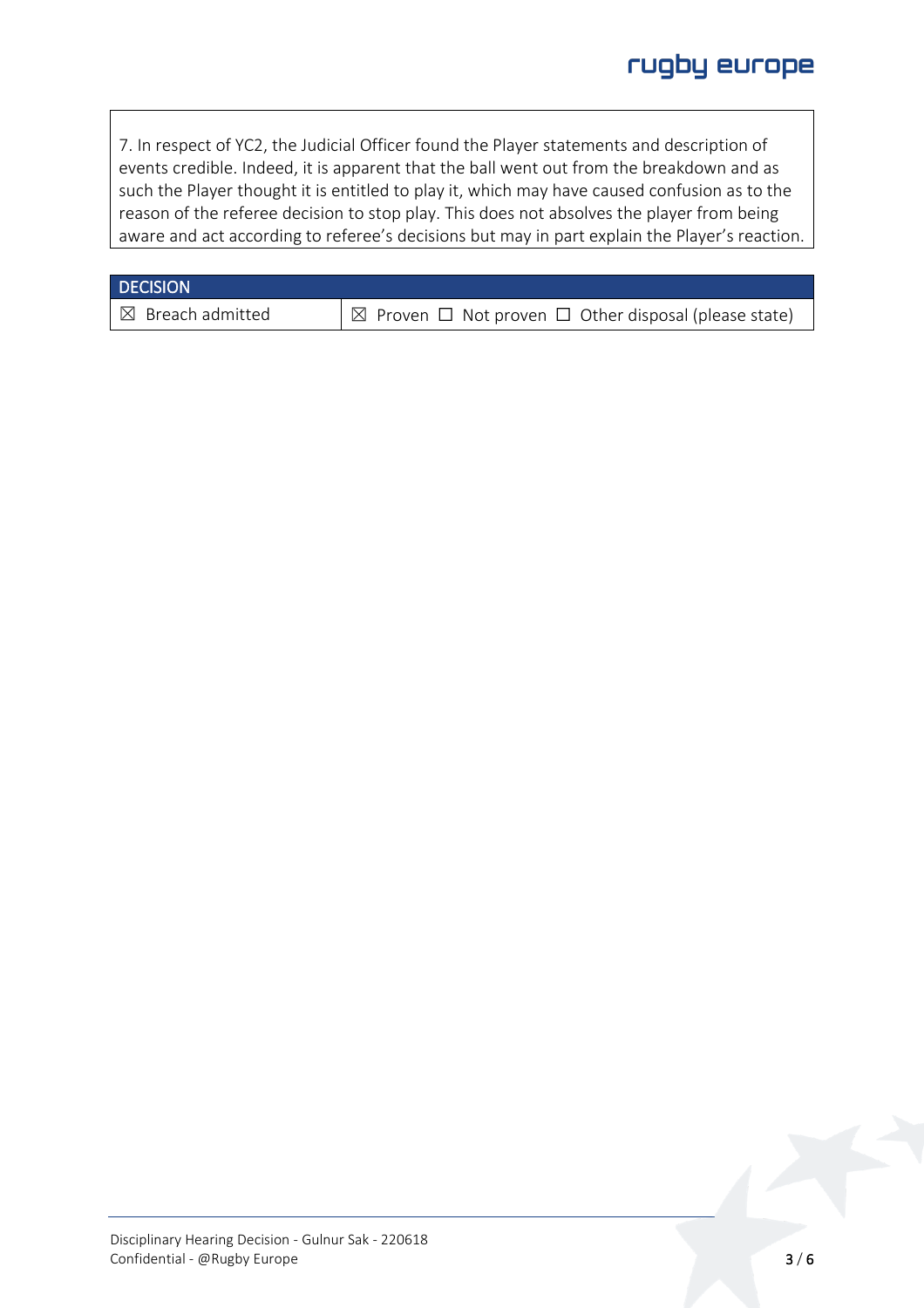7. In respect of YC2, the Judicial Officer found the Player statements and description of events credible. Indeed, it is apparent that the ball went out from the breakdown and as such the Player thought it is entitled to play it, which may have caused confusion as to the reason of the referee decision to stop play. This does not absolves the player from being aware and act according to referee's decisions but may in part explain the Player's reaction.

| DECISION | |
|---|---|
| ☒ Breach admitted | ☒ Proven ☐ Not proven ☐ Other disposal (please state) |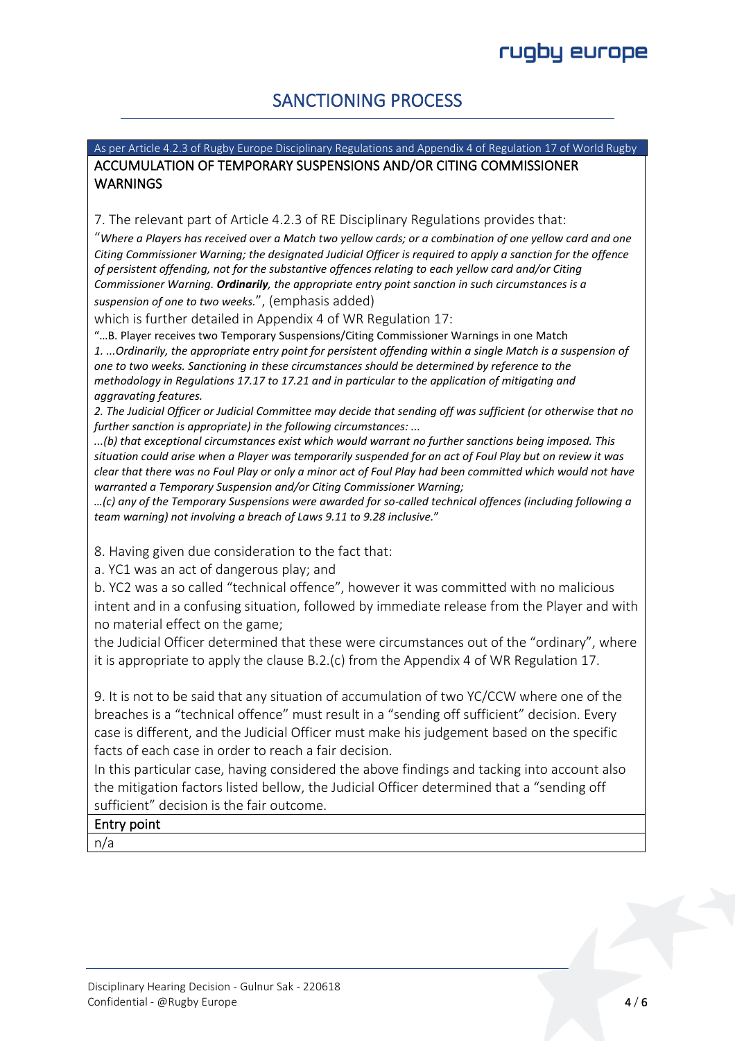## SANCTIONING PROCESS

As per Article 4.2.3 of Rugby Europe Disciplinary Regulations and Appendix 4 of Regulation 17 of World Rugby

### ACCUMULATION OF TEMPORARY SUSPENSIONS AND/OR CITING COMMISSIONER WARNINGS

7. The relevant part of Article 4.2.3 of RE Disciplinary Regulations provides that:

"*Where a Players has received over a Match two yellow cards; or a combination of one yellow card and one Citing Commissioner Warning; the designated Judicial Officer is required to apply a sanction for the offence of persistent offending, not for the substantive offences relating to each yellow card and/or Citing Commissioner Warning.* ***Ordinarily****, the appropriate entry point sanction in such circumstances is a suspension of one to two weeks.*", (emphasis added)

which is further detailed in Appendix 4 of WR Regulation 17:

"…B. Player receives two Temporary Suspensions/Citing Commissioner Warnings in one Match

*1. ...Ordinarily, the appropriate entry point for persistent offending within a single Match is a suspension of one to two weeks. Sanctioning in these circumstances should be determined by reference to the methodology in Regulations 17.17 to 17.21 and in particular to the application of mitigating and aggravating features.*

*2. The Judicial Officer or Judicial Committee may decide that sending off was sufficient (or otherwise that no further sanction is appropriate) in the following circumstances: ...*

*...(b) that exceptional circumstances exist which would warrant no further sanctions being imposed. This situation could arise when a Player was temporarily suspended for an act of Foul Play but on review it was clear that there was no Foul Play or only a minor act of Foul Play had been committed which would not have warranted a Temporary Suspension and/or Citing Commissioner Warning;*

*…(c) any of the Temporary Suspensions were awarded for so-called technical offences (including following a team warning) not involving a breach of Laws 9.11 to 9.28 inclusive.*"

8. Having given due consideration to the fact that:

a. YC1 was an act of dangerous play; and

b. YC2 was a so called "technical offence", however it was committed with no malicious intent and in a confusing situation, followed by immediate release from the Player and with no material effect on the game;

the Judicial Officer determined that these were circumstances out of the "ordinary", where it is appropriate to apply the clause B.2.(c) from the Appendix 4 of WR Regulation 17.

9. It is not to be said that any situation of accumulation of two YC/CCW where one of the breaches is a "technical offence" must result in a "sending off sufficient" decision. Every case is different, and the Judicial Officer must make his judgement based on the specific facts of each case in order to reach a fair decision.

In this particular case, having considered the above findings and tacking into account also the mitigation factors listed bellow, the Judicial Officer determined that a "sending off sufficient" decision is the fair outcome.

### Entry point

n/a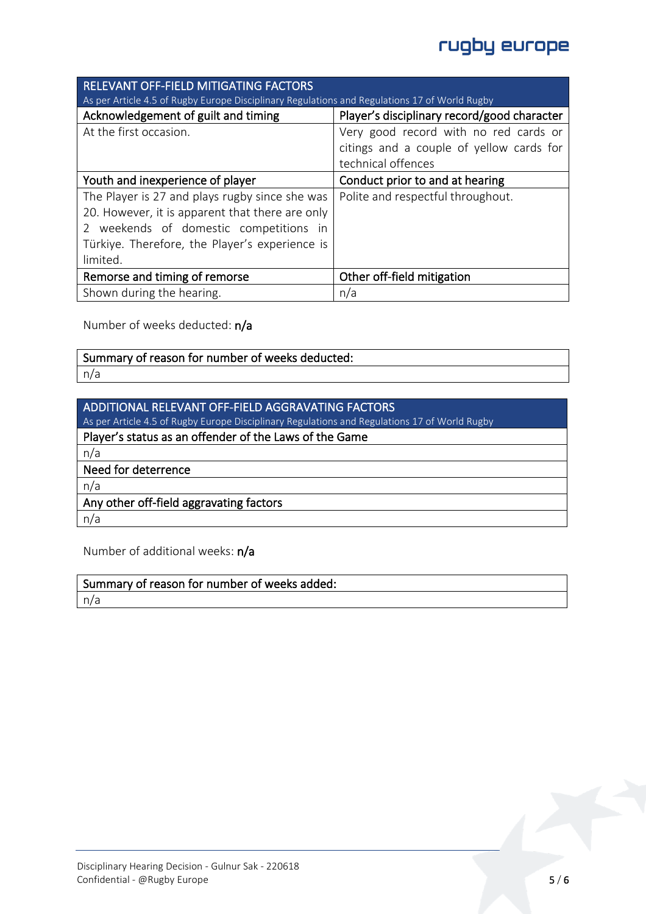| RELEVANT OFF-FIELD MITIGATING FACTORS<br>As per Article 4.5 of Rugby Europe Disciplinary Regulations and Regulations 17 of World Rugby | |
|---|---|
| **Acknowledgement of guilt and timing** | **Player's disciplinary record/good character** |
| At the first occasion. | Very good record with no red cards or citings and a couple of yellow cards for technical offences |
| **Youth and inexperience of player** | **Conduct prior to and at hearing** |
| The Player is 27 and plays rugby since she was 20. However, it is apparent that there are only 2 weekends of domestic competitions in Türkiye. Therefore, the Player's experience is limited. | Polite and respectful throughout. |
| **Remorse and timing of remorse** | **Other off-field mitigation** |
| Shown during the hearing. | n/a |

Number of weeks deducted: **n/a**

| Summary of reason for number of weeks deducted: |
|---|
| n/a |

| ADDITIONAL RELEVANT OFF-FIELD AGGRAVATING FACTORS<br>As per Article 4.5 of Rugby Europe Disciplinary Regulations and Regulations 17 of World Rugby |
|---|
| **Player's status as an offender of the Laws of the Game** |
| n/a |
| **Need for deterrence** |
| n/a |
| **Any other off-field aggravating factors** |
| n/a |

Number of additional weeks: **n/a**

| Summary of reason for number of weeks added: |
|---|
| n/a |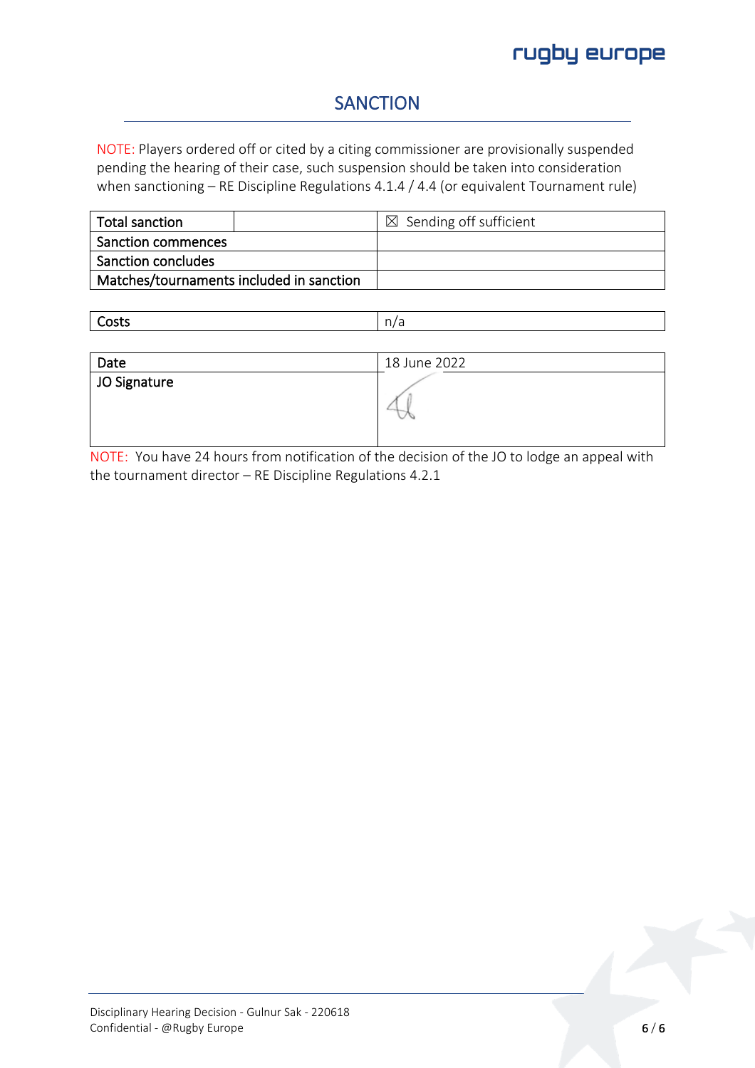## SANCTION

NOTE: Players ordered off or cited by a citing commissioner are provisionally suspended pending the hearing of their case, such suspension should be taken into consideration when sanctioning – RE Discipline Regulations 4.1.4 / 4.4 (or equivalent Tournament rule)

| | | |
|---|---|---|
| Total sanction | | ☒ Sending off sufficient |
| Sanction commences | | |
| Sanction concludes | | |
| Matches/tournaments included in sanction | | |

| | |
|---|---|
| Costs | n/a |

| | |
|---|---|
| Date | 18 June 2022 |
| JO Signature | |

NOTE: You have 24 hours from notification of the decision of the JO to lodge an appeal with the tournament director – RE Discipline Regulations 4.2.1